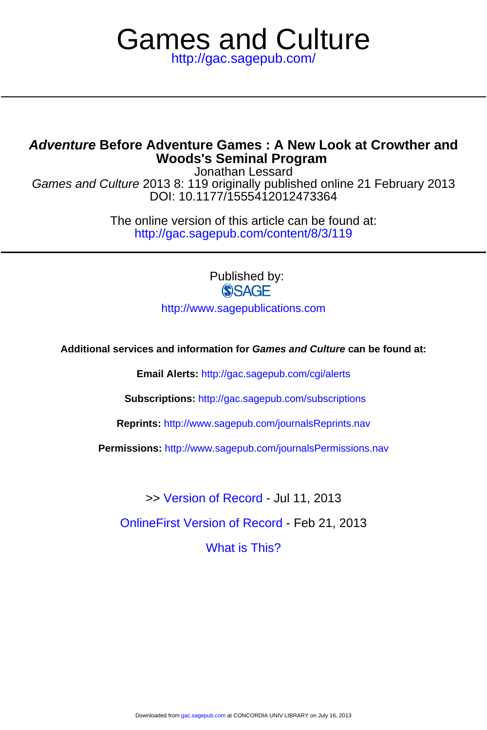# Games and Culture

http://gac.sagepub.com/

## *Adventure* Before Adventure Games : A New Look at Crowther and Woods's Seminal Program

Jonathan Lessard

*Games and Culture* 2013 8: 119 originally published online 21 February 2013

DOI: 10.1177/1555412012473364

The online version of this article can be found at:

http://gac.sagepub.com/content/8/3/119

---

Published by:

SAGE

http://www.sagepublications.com

**Additional services and information for *Games and Culture* can be found at:**

**Email Alerts:** http://gac.sagepub.com/cgi/alerts

**Subscriptions:** http://gac.sagepub.com/subscriptions

**Reprints:** http://www.sagepub.com/journalsReprints.nav

**Permissions:** http://www.sagepub.com/journalsPermissions.nav

>> Version of Record - Jul 11, 2013

OnlineFirst Version of Record - Feb 21, 2013

What is This?

Downloaded from gac.sagepub.com at CONCORDIA UNIV LIBRARY on July 16, 2013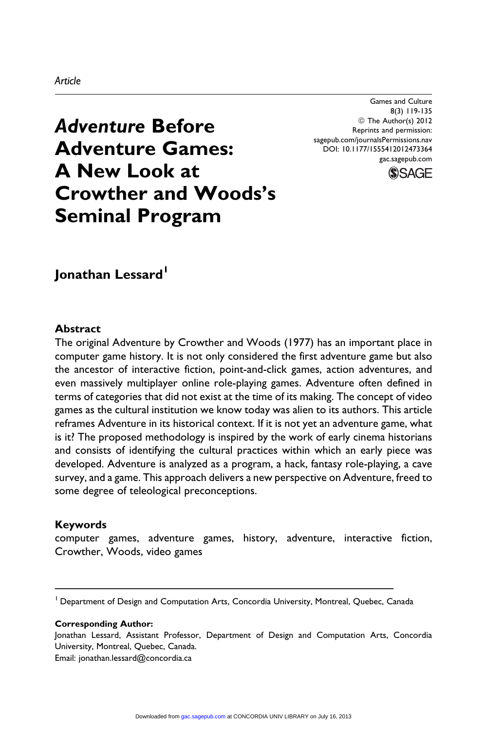Article

# *Adventure* Before Adventure Games: A New Look at Crowther and Woods's Seminal Program

**Jonathan Lessard**[1]

## Abstract

The original Adventure by Crowther and Woods (1977) has an important place in computer game history. It is not only considered the first adventure game but also the ancestor of interactive fiction, point-and-click games, action adventures, and even massively multiplayer online role-playing games. Adventure often defined in terms of categories that did not exist at the time of its making. The concept of video games as the cultural institution we know today was alien to its authors. This article reframes Adventure in its historical context. If it is not yet an adventure game, what is it? The proposed methodology is inspired by the work of early cinema historians and consists of identifying the cultural practices within which an early piece was developed. Adventure is analyzed as a program, a hack, fantasy role-playing, a cave survey, and a game. This approach delivers a new perspective on Adventure, freed to some degree of teleological preconceptions.

## Keywords

computer games, adventure games, history, adventure, interactive fiction, Crowther, Woods, video games

---

[1] Department of Design and Computation Arts, Concordia University, Montreal, Quebec, Canada

**Corresponding Author:**
Jonathan Lessard, Assistant Professor, Department of Design and Computation Arts, Concordia University, Montreal, Quebec, Canada.
Email: jonathan.lessard@concordia.ca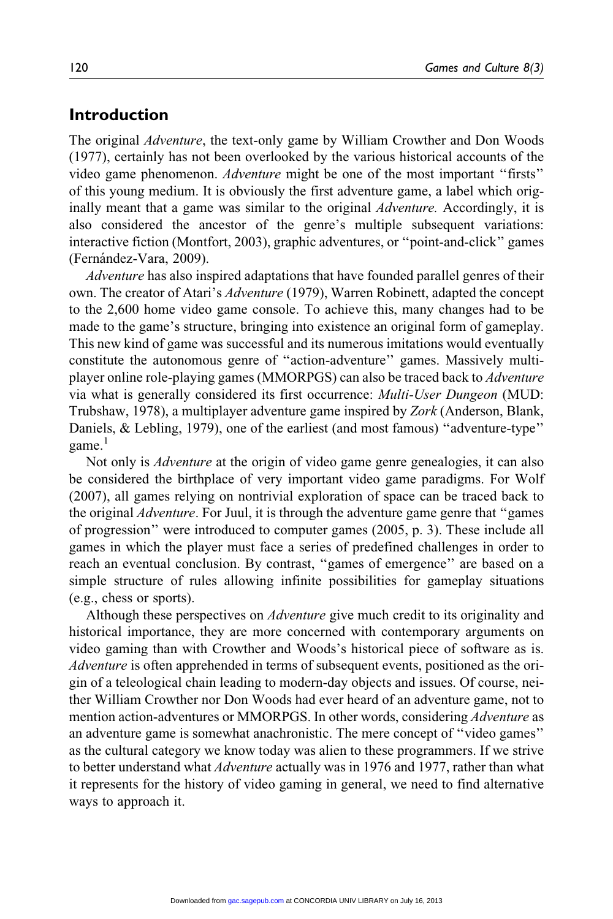## Introduction

The original *Adventure*, the text-only game by William Crowther and Don Woods (1977), certainly has not been overlooked by the various historical accounts of the video game phenomenon. *Adventure* might be one of the most important "firsts" of this young medium. It is obviously the first adventure game, a label which originally meant that a game was similar to the original *Adventure.* Accordingly, it is also considered the ancestor of the genre's multiple subsequent variations: interactive fiction (Montfort, 2003), graphic adventures, or "point-and-click" games (Fernández-Vara, 2009).

*Adventure* has also inspired adaptations that have founded parallel genres of their own. The creator of Atari's *Adventure* (1979), Warren Robinett, adapted the concept to the 2,600 home video game console. To achieve this, many changes had to be made to the game's structure, bringing into existence an original form of gameplay. This new kind of game was successful and its numerous imitations would eventually constitute the autonomous genre of "action-adventure" games. Massively multiplayer online role-playing games (MMORPGS) can also be traced back to *Adventure* via what is generally considered its first occurrence: *Multi-User Dungeon* (MUD: Trubshaw, 1978), a multiplayer adventure game inspired by *Zork* (Anderson, Blank, Daniels, & Lebling, 1979), one of the earliest (and most famous) "adventure-type" game.[1]

Not only is *Adventure* at the origin of video game genre genealogies, it can also be considered the birthplace of very important video game paradigms. For Wolf (2007), all games relying on nontrivial exploration of space can be traced back to the original *Adventure*. For Juul, it is through the adventure game genre that "games of progression" were introduced to computer games (2005, p. 3). These include all games in which the player must face a series of predefined challenges in order to reach an eventual conclusion. By contrast, "games of emergence" are based on a simple structure of rules allowing infinite possibilities for gameplay situations (e.g., chess or sports).

Although these perspectives on *Adventure* give much credit to its originality and historical importance, they are more concerned with contemporary arguments on video gaming than with Crowther and Woods's historical piece of software as is. *Adventure* is often apprehended in terms of subsequent events, positioned as the origin of a teleological chain leading to modern-day objects and issues. Of course, neither William Crowther nor Don Woods had ever heard of an adventure game, not to mention action-adventures or MMORPGS. In other words, considering *Adventure* as an adventure game is somewhat anachronistic. The mere concept of "video games" as the cultural category we know today was alien to these programmers. If we strive to better understand what *Adventure* actually was in 1976 and 1977, rather than what it represents for the history of video gaming in general, we need to find alternative ways to approach it.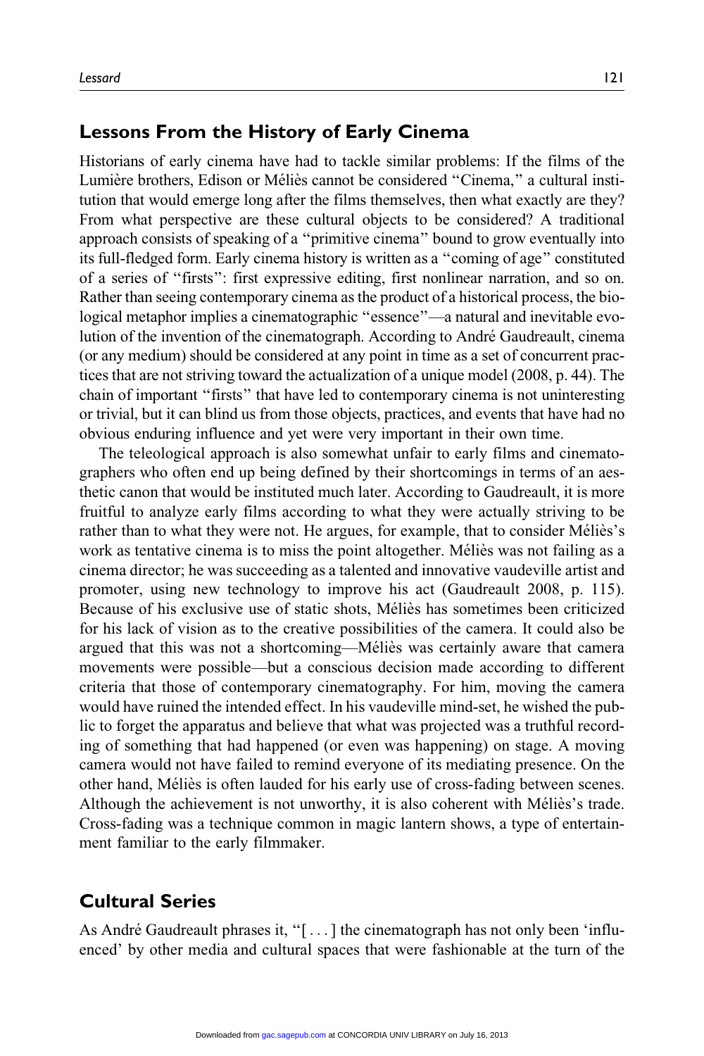## Lessons From the History of Early Cinema

Historians of early cinema have had to tackle similar problems: If the films of the Lumière brothers, Edison or Méliès cannot be considered "Cinema," a cultural institution that would emerge long after the films themselves, then what exactly are they? From what perspective are these cultural objects to be considered? A traditional approach consists of speaking of a "primitive cinema" bound to grow eventually into its full-fledged form. Early cinema history is written as a "coming of age" constituted of a series of "firsts": first expressive editing, first nonlinear narration, and so on. Rather than seeing contemporary cinema as the product of a historical process, the biological metaphor implies a cinematographic "essence"—a natural and inevitable evolution of the invention of the cinematograph. According to André Gaudreault, cinema (or any medium) should be considered at any point in time as a set of concurrent practices that are not striving toward the actualization of a unique model (2008, p. 44). The chain of important "firsts" that have led to contemporary cinema is not uninteresting or trivial, but it can blind us from those objects, practices, and events that have had no obvious enduring influence and yet were very important in their own time.

The teleological approach is also somewhat unfair to early films and cinematographers who often end up being defined by their shortcomings in terms of an aesthetic canon that would be instituted much later. According to Gaudreault, it is more fruitful to analyze early films according to what they were actually striving to be rather than to what they were not. He argues, for example, that to consider Méliès's work as tentative cinema is to miss the point altogether. Méliès was not failing as a cinema director; he was succeeding as a talented and innovative vaudeville artist and promoter, using new technology to improve his act (Gaudreault 2008, p. 115). Because of his exclusive use of static shots, Méliès has sometimes been criticized for his lack of vision as to the creative possibilities of the camera. It could also be argued that this was not a shortcoming—Méliès was certainly aware that camera movements were possible—but a conscious decision made according to different criteria that those of contemporary cinematography. For him, moving the camera would have ruined the intended effect. In his vaudeville mind-set, he wished the public to forget the apparatus and believe that what was projected was a truthful recording of something that had happened (or even was happening) on stage. A moving camera would not have failed to remind everyone of its mediating presence. On the other hand, Méliès is often lauded for his early use of cross-fading between scenes. Although the achievement is not unworthy, it is also coherent with Méliès's trade. Cross-fading was a technique common in magic lantern shows, a type of entertainment familiar to the early filmmaker.

## Cultural Series

As André Gaudreault phrases it, "[ . . . ] the cinematograph has not only been 'influenced' by other media and cultural spaces that were fashionable at the turn of the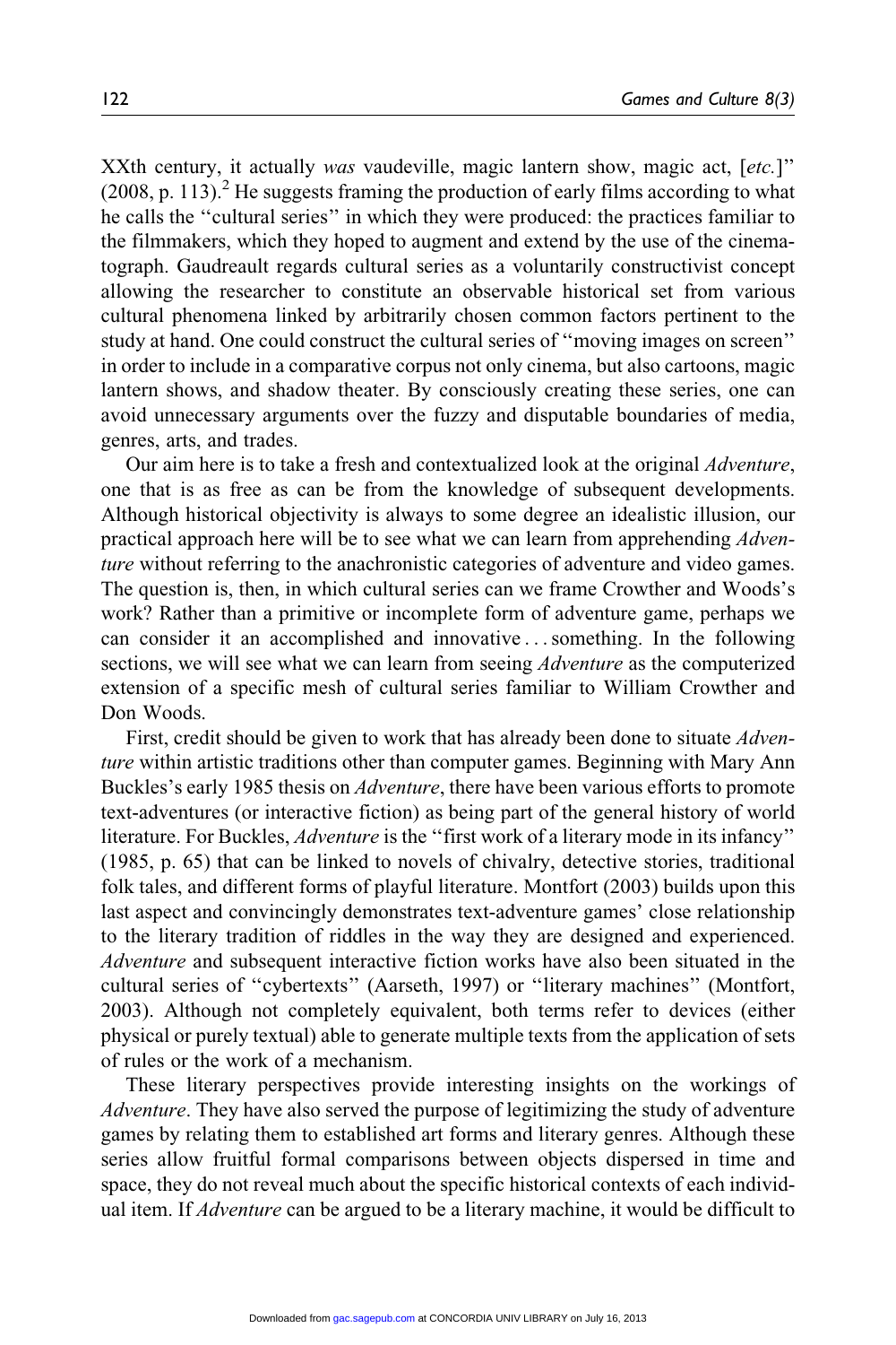XXth century, it actually *was* vaudeville, magic lantern show, magic act, [*etc.*]" (2008, p. 113).[2] He suggests framing the production of early films according to what he calls the "cultural series" in which they were produced: the practices familiar to the filmmakers, which they hoped to augment and extend by the use of the cinematograph. Gaudreault regards cultural series as a voluntarily constructivist concept allowing the researcher to constitute an observable historical set from various cultural phenomena linked by arbitrarily chosen common factors pertinent to the study at hand. One could construct the cultural series of "moving images on screen" in order to include in a comparative corpus not only cinema, but also cartoons, magic lantern shows, and shadow theater. By consciously creating these series, one can avoid unnecessary arguments over the fuzzy and disputable boundaries of media, genres, arts, and trades.

Our aim here is to take a fresh and contextualized look at the original *Adventure*, one that is as free as can be from the knowledge of subsequent developments. Although historical objectivity is always to some degree an idealistic illusion, our practical approach here will be to see what we can learn from apprehending *Adventure* without referring to the anachronistic categories of adventure and video games. The question is, then, in which cultural series can we frame Crowther and Woods's work? Rather than a primitive or incomplete form of adventure game, perhaps we can consider it an accomplished and innovative . . . something. In the following sections, we will see what we can learn from seeing *Adventure* as the computerized extension of a specific mesh of cultural series familiar to William Crowther and Don Woods.

First, credit should be given to work that has already been done to situate *Adventure* within artistic traditions other than computer games. Beginning with Mary Ann Buckles's early 1985 thesis on *Adventure*, there have been various efforts to promote text-adventures (or interactive fiction) as being part of the general history of world literature. For Buckles, *Adventure* is the "first work of a literary mode in its infancy" (1985, p. 65) that can be linked to novels of chivalry, detective stories, traditional folk tales, and different forms of playful literature. Montfort (2003) builds upon this last aspect and convincingly demonstrates text-adventure games' close relationship to the literary tradition of riddles in the way they are designed and experienced. *Adventure* and subsequent interactive fiction works have also been situated in the cultural series of "cybertexts" (Aarseth, 1997) or "literary machines" (Montfort, 2003). Although not completely equivalent, both terms refer to devices (either physical or purely textual) able to generate multiple texts from the application of sets of rules or the work of a mechanism.

These literary perspectives provide interesting insights on the workings of *Adventure*. They have also served the purpose of legitimizing the study of adventure games by relating them to established art forms and literary genres. Although these series allow fruitful formal comparisons between objects dispersed in time and space, they do not reveal much about the specific historical contexts of each individual item. If *Adventure* can be argued to be a literary machine, it would be difficult to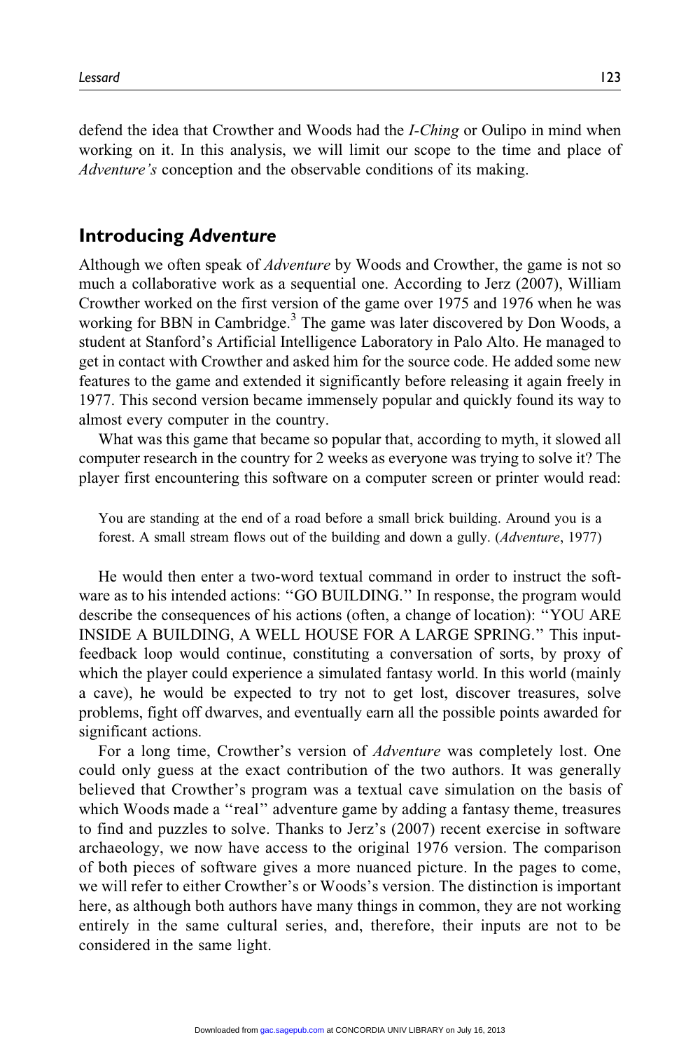defend the idea that Crowther and Woods had the *I-Ching* or Oulipo in mind when working on it. In this analysis, we will limit our scope to the time and place of *Adventure's* conception and the observable conditions of its making.

## Introducing *Adventure*

Although we often speak of *Adventure* by Woods and Crowther, the game is not so much a collaborative work as a sequential one. According to Jerz (2007), William Crowther worked on the first version of the game over 1975 and 1976 when he was working for BBN in Cambridge.[3] The game was later discovered by Don Woods, a student at Stanford's Artificial Intelligence Laboratory in Palo Alto. He managed to get in contact with Crowther and asked him for the source code. He added some new features to the game and extended it significantly before releasing it again freely in 1977. This second version became immensely popular and quickly found its way to almost every computer in the country.

What was this game that became so popular that, according to myth, it slowed all computer research in the country for 2 weeks as everyone was trying to solve it? The player first encountering this software on a computer screen or printer would read:

> You are standing at the end of a road before a small brick building. Around you is a forest. A small stream flows out of the building and down a gully. (*Adventure*, 1977)

He would then enter a two-word textual command in order to instruct the software as to his intended actions: "GO BUILDING." In response, the program would describe the consequences of his actions (often, a change of location): "YOU ARE INSIDE A BUILDING, A WELL HOUSE FOR A LARGE SPRING." This input-feedback loop would continue, constituting a conversation of sorts, by proxy of which the player could experience a simulated fantasy world. In this world (mainly a cave), he would be expected to try not to get lost, discover treasures, solve problems, fight off dwarves, and eventually earn all the possible points awarded for significant actions.

For a long time, Crowther's version of *Adventure* was completely lost. One could only guess at the exact contribution of the two authors. It was generally believed that Crowther's program was a textual cave simulation on the basis of which Woods made a "real" adventure game by adding a fantasy theme, treasures to find and puzzles to solve. Thanks to Jerz's (2007) recent exercise in software archaeology, we now have access to the original 1976 version. The comparison of both pieces of software gives a more nuanced picture. In the pages to come, we will refer to either Crowther's or Woods's version. The distinction is important here, as although both authors have many things in common, they are not working entirely in the same cultural series, and, therefore, their inputs are not to be considered in the same light.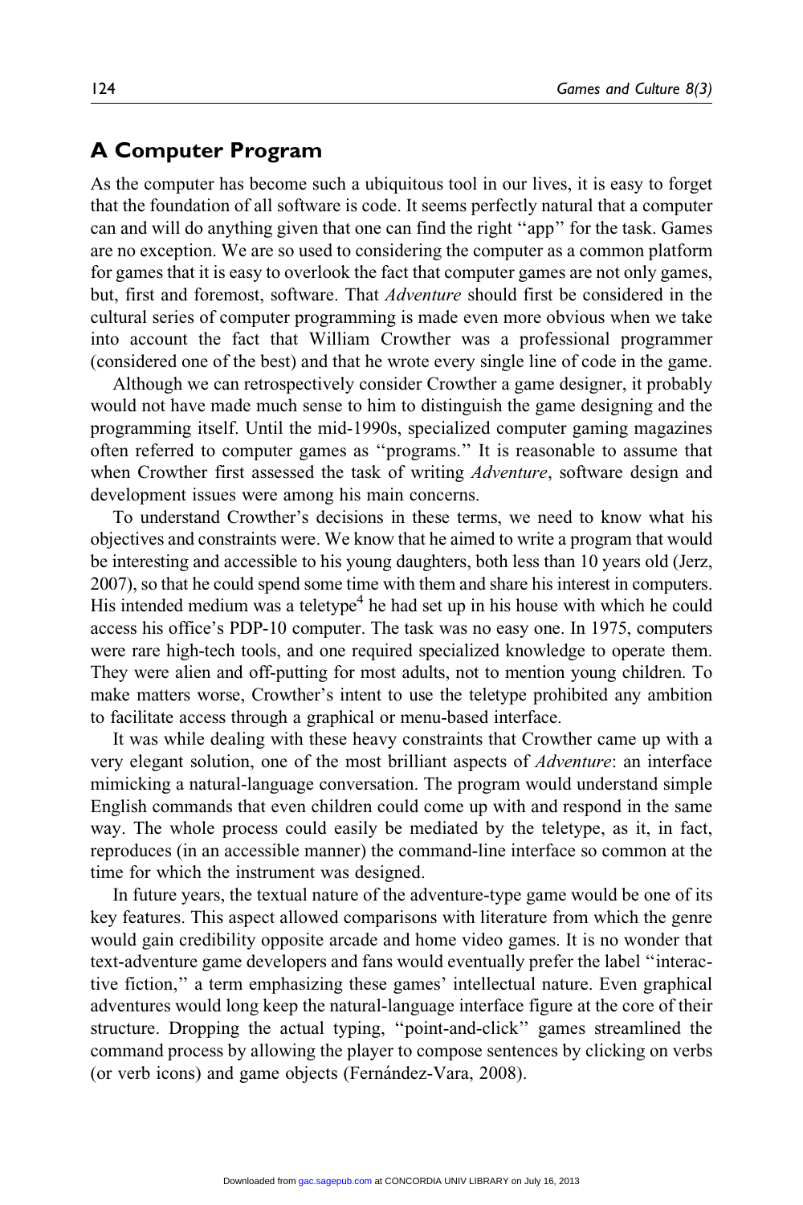## A Computer Program

As the computer has become such a ubiquitous tool in our lives, it is easy to forget that the foundation of all software is code. It seems perfectly natural that a computer can and will do anything given that one can find the right ''app'' for the task. Games are no exception. We are so used to considering the computer as a common platform for games that it is easy to overlook the fact that computer games are not only games, but, first and foremost, software. That *Adventure* should first be considered in the cultural series of computer programming is made even more obvious when we take into account the fact that William Crowther was a professional programmer (considered one of the best) and that he wrote every single line of code in the game.

Although we can retrospectively consider Crowther a game designer, it probably would not have made much sense to him to distinguish the game designing and the programming itself. Until the mid-1990s, specialized computer gaming magazines often referred to computer games as ''programs.'' It is reasonable to assume that when Crowther first assessed the task of writing *Adventure*, software design and development issues were among his main concerns.

To understand Crowther's decisions in these terms, we need to know what his objectives and constraints were. We know that he aimed to write a program that would be interesting and accessible to his young daughters, both less than 10 years old (Jerz, 2007), so that he could spend some time with them and share his interest in computers. His intended medium was a teletype[4] he had set up in his house with which he could access his office's PDP-10 computer. The task was no easy one. In 1975, computers were rare high-tech tools, and one required specialized knowledge to operate them. They were alien and off-putting for most adults, not to mention young children. To make matters worse, Crowther's intent to use the teletype prohibited any ambition to facilitate access through a graphical or menu-based interface.

It was while dealing with these heavy constraints that Crowther came up with a very elegant solution, one of the most brilliant aspects of *Adventure*: an interface mimicking a natural-language conversation. The program would understand simple English commands that even children could come up with and respond in the same way. The whole process could easily be mediated by the teletype, as it, in fact, reproduces (in an accessible manner) the command-line interface so common at the time for which the instrument was designed.

In future years, the textual nature of the adventure-type game would be one of its key features. This aspect allowed comparisons with literature from which the genre would gain credibility opposite arcade and home video games. It is no wonder that text-adventure game developers and fans would eventually prefer the label ''interactive fiction,'' a term emphasizing these games' intellectual nature. Even graphical adventures would long keep the natural-language interface figure at the core of their structure. Dropping the actual typing, ''point-and-click'' games streamlined the command process by allowing the player to compose sentences by clicking on verbs (or verb icons) and game objects (Fernández-Vara, 2008).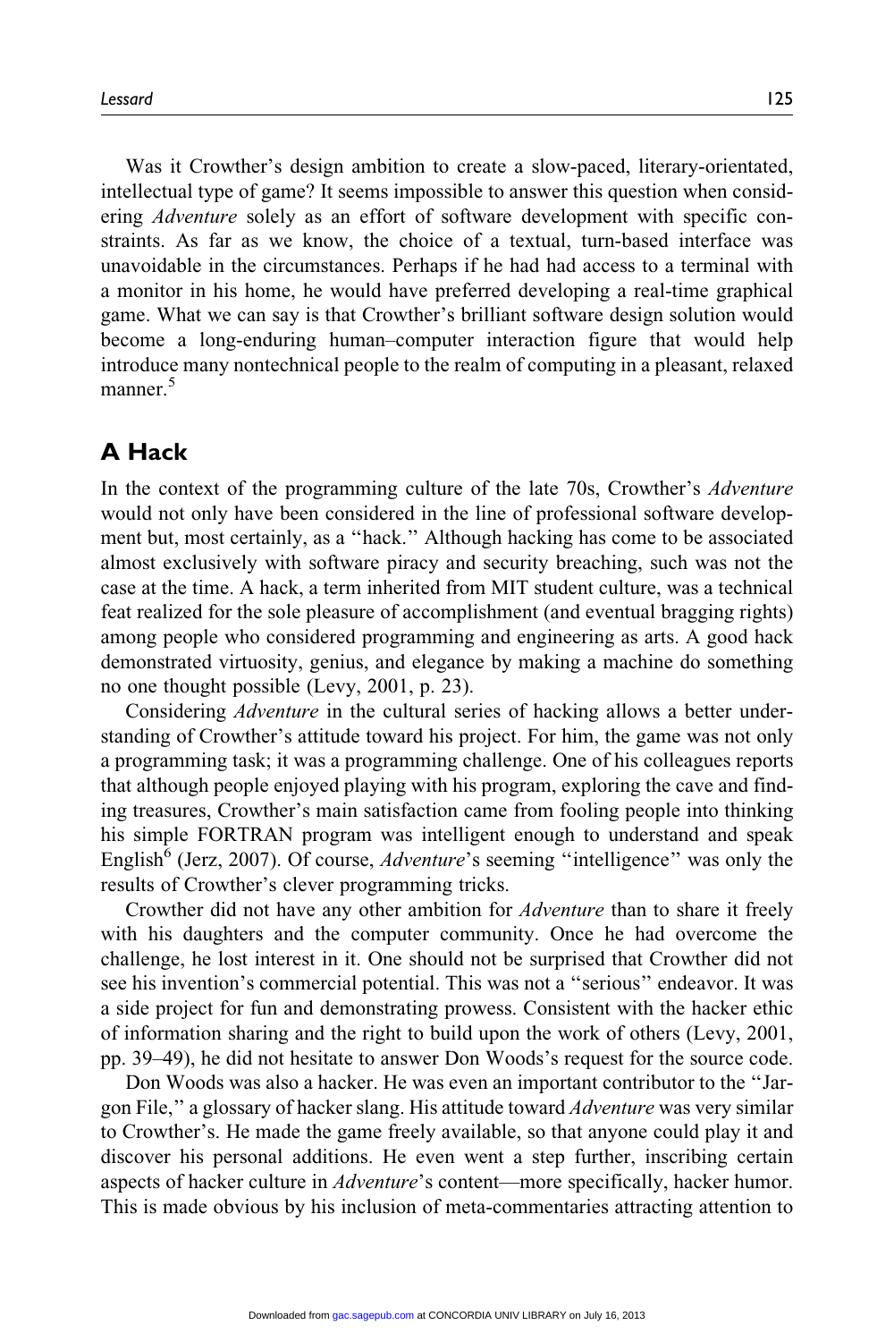Was it Crowther's design ambition to create a slow-paced, literary-orientated, intellectual type of game? It seems impossible to answer this question when considering *Adventure* solely as an effort of software development with specific constraints. As far as we know, the choice of a textual, turn-based interface was unavoidable in the circumstances. Perhaps if he had had access to a terminal with a monitor in his home, he would have preferred developing a real-time graphical game. What we can say is that Crowther's brilliant software design solution would become a long-enduring human–computer interaction figure that would help introduce many nontechnical people to the realm of computing in a pleasant, relaxed manner.[5]

## A Hack

In the context of the programming culture of the late 70s, Crowther's *Adventure* would not only have been considered in the line of professional software development but, most certainly, as a ''hack.'' Although hacking has come to be associated almost exclusively with software piracy and security breaching, such was not the case at the time. A hack, a term inherited from MIT student culture, was a technical feat realized for the sole pleasure of accomplishment (and eventual bragging rights) among people who considered programming and engineering as arts. A good hack demonstrated virtuosity, genius, and elegance by making a machine do something no one thought possible (Levy, 2001, p. 23).

Considering *Adventure* in the cultural series of hacking allows a better understanding of Crowther's attitude toward his project. For him, the game was not only a programming task; it was a programming challenge. One of his colleagues reports that although people enjoyed playing with his program, exploring the cave and finding treasures, Crowther's main satisfaction came from fooling people into thinking his simple FORTRAN program was intelligent enough to understand and speak English[6] (Jerz, 2007). Of course, *Adventure*'s seeming ''intelligence'' was only the results of Crowther's clever programming tricks.

Crowther did not have any other ambition for *Adventure* than to share it freely with his daughters and the computer community. Once he had overcome the challenge, he lost interest in it. One should not be surprised that Crowther did not see his invention's commercial potential. This was not a ''serious'' endeavor. It was a side project for fun and demonstrating prowess. Consistent with the hacker ethic of information sharing and the right to build upon the work of others (Levy, 2001, pp. 39–49), he did not hesitate to answer Don Woods's request for the source code.

Don Woods was also a hacker. He was even an important contributor to the ''Jargon File,'' a glossary of hacker slang. His attitude toward *Adventure* was very similar to Crowther's. He made the game freely available, so that anyone could play it and discover his personal additions. He even went a step further, inscribing certain aspects of hacker culture in *Adventure*'s content—more specifically, hacker humor. This is made obvious by his inclusion of meta-commentaries attracting attention to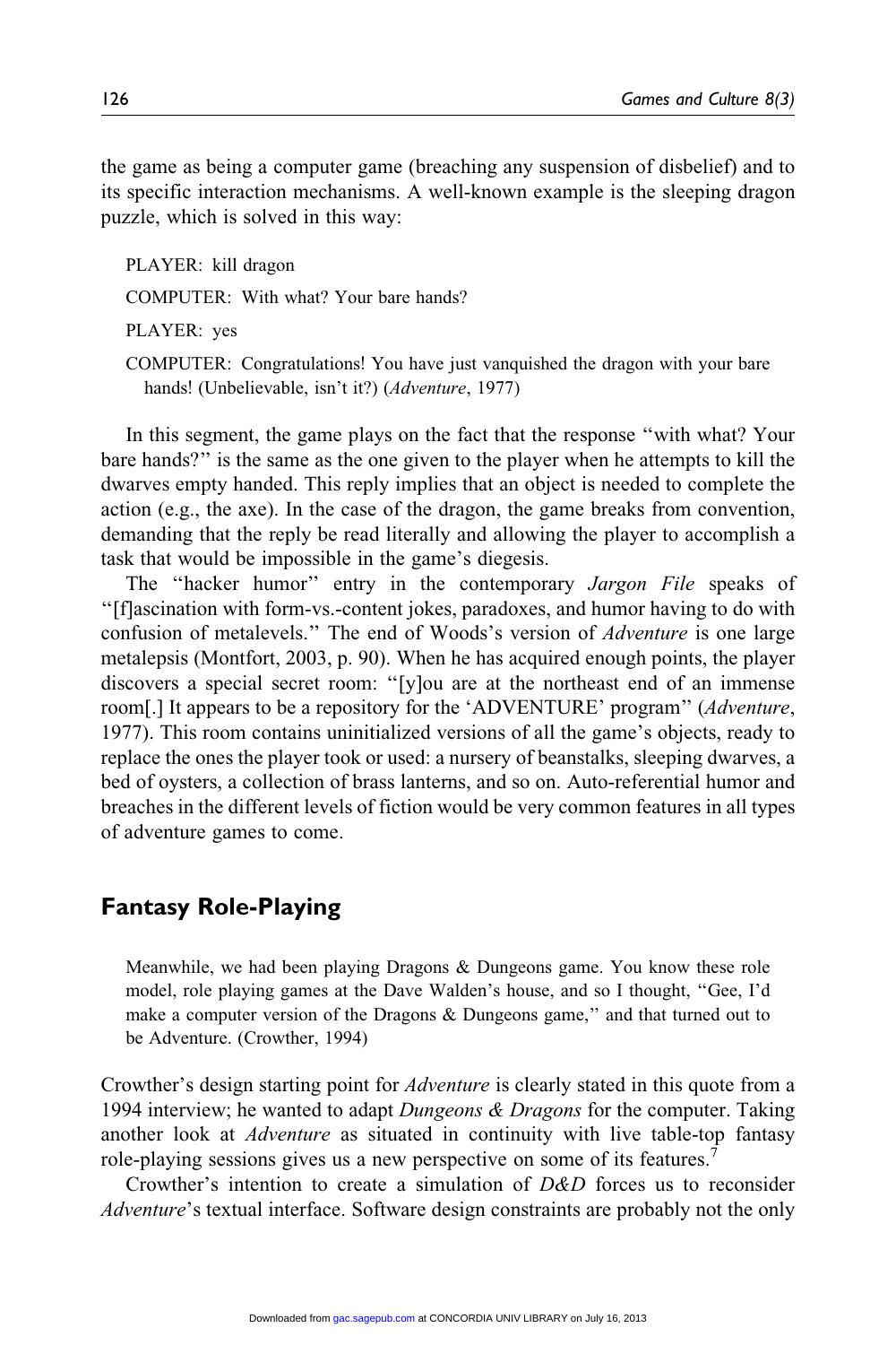the game as being a computer game (breaching any suspension of disbelief) and to its specific interaction mechanisms. A well-known example is the sleeping dragon puzzle, which is solved in this way:

> PLAYER: kill dragon
>
> COMPUTER: With what? Your bare hands?
>
> PLAYER: yes
>
> COMPUTER: Congratulations! You have just vanquished the dragon with your bare hands! (Unbelievable, isn't it?) (*Adventure*, 1977)

In this segment, the game plays on the fact that the response "with what? Your bare hands?" is the same as the one given to the player when he attempts to kill the dwarves empty handed. This reply implies that an object is needed to complete the action (e.g., the axe). In the case of the dragon, the game breaks from convention, demanding that the reply be read literally and allowing the player to accomplish a task that would be impossible in the game's diegesis.

The "hacker humor" entry in the contemporary *Jargon File* speaks of "[f]ascination with form-vs.-content jokes, paradoxes, and humor having to do with confusion of metalevels." The end of Woods's version of *Adventure* is one large metalepsis (Montfort, 2003, p. 90). When he has acquired enough points, the player discovers a special secret room: "[y]ou are at the northeast end of an immense room[.] It appears to be a repository for the 'ADVENTURE' program" (*Adventure*, 1977). This room contains uninitialized versions of all the game's objects, ready to replace the ones the player took or used: a nursery of beanstalks, sleeping dwarves, a bed of oysters, a collection of brass lanterns, and so on. Auto-referential humor and breaches in the different levels of fiction would be very common features in all types of adventure games to come.

## Fantasy Role-Playing

> Meanwhile, we had been playing Dragons & Dungeons game. You know these role model, role playing games at the Dave Walden's house, and so I thought, "Gee, I'd make a computer version of the Dragons & Dungeons game," and that turned out to be Adventure. (Crowther, 1994)

Crowther's design starting point for *Adventure* is clearly stated in this quote from a 1994 interview; he wanted to adapt *Dungeons & Dragons* for the computer. Taking another look at *Adventure* as situated in continuity with live table-top fantasy role-playing sessions gives us a new perspective on some of its features.[7]

Crowther's intention to create a simulation of *D&D* forces us to reconsider *Adventure*'s textual interface. Software design constraints are probably not the only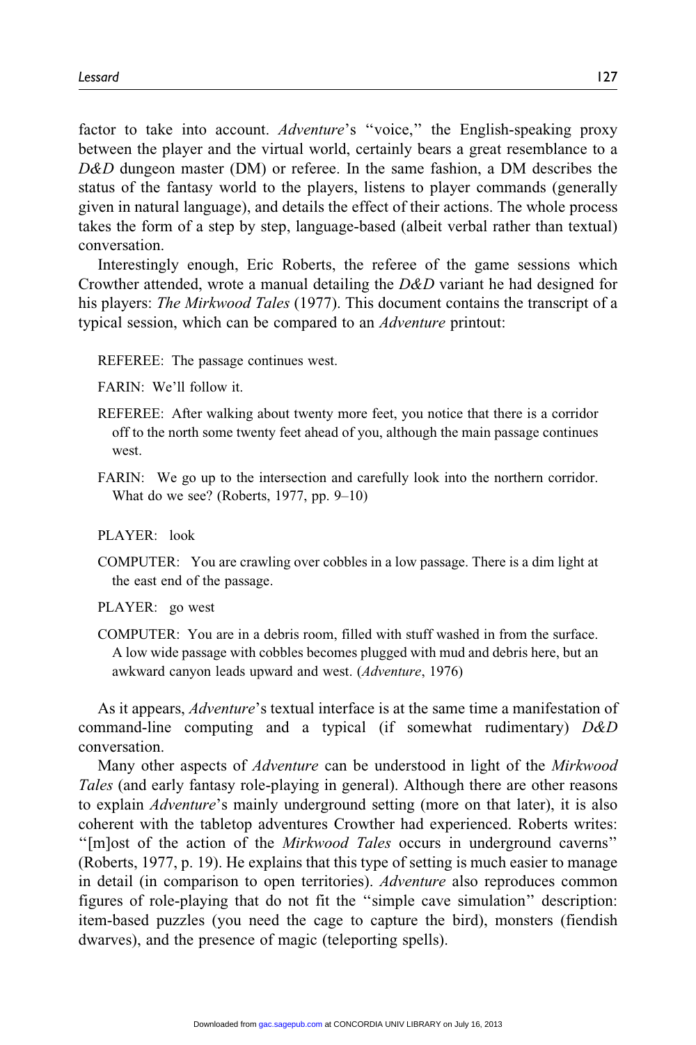factor to take into account. *Adventure*'s "voice," the English-speaking proxy between the player and the virtual world, certainly bears a great resemblance to a *D&D* dungeon master (DM) or referee. In the same fashion, a DM describes the status of the fantasy world to the players, listens to player commands (generally given in natural language), and details the effect of their actions. The whole process takes the form of a step by step, language-based (albeit verbal rather than textual) conversation.

Interestingly enough, Eric Roberts, the referee of the game sessions which Crowther attended, wrote a manual detailing the *D&D* variant he had designed for his players: *The Mirkwood Tales* (1977). This document contains the transcript of a typical session, which can be compared to an *Adventure* printout:

> REFEREE: The passage continues west.
>
> FARIN: We'll follow it.
>
> REFEREE: After walking about twenty more feet, you notice that there is a corridor off to the north some twenty feet ahead of you, although the main passage continues west.
>
> FARIN: We go up to the intersection and carefully look into the northern corridor. What do we see? (Roberts, 1977, pp. 9–10)

> PLAYER: look
>
> COMPUTER: You are crawling over cobbles in a low passage. There is a dim light at the east end of the passage.
>
> PLAYER: go west
>
> COMPUTER: You are in a debris room, filled with stuff washed in from the surface. A low wide passage with cobbles becomes plugged with mud and debris here, but an awkward canyon leads upward and west. (*Adventure*, 1976)

As it appears, *Adventure*'s textual interface is at the same time a manifestation of command-line computing and a typical (if somewhat rudimentary) *D&D* conversation.

Many other aspects of *Adventure* can be understood in light of the *Mirkwood Tales* (and early fantasy role-playing in general). Although there are other reasons to explain *Adventure*'s mainly underground setting (more on that later), it is also coherent with the tabletop adventures Crowther had experienced. Roberts writes: "[m]ost of the action of the *Mirkwood Tales* occurs in underground caverns" (Roberts, 1977, p. 19). He explains that this type of setting is much easier to manage in detail (in comparison to open territories). *Adventure* also reproduces common figures of role-playing that do not fit the "simple cave simulation" description: item-based puzzles (you need the cage to capture the bird), monsters (fiendish dwarves), and the presence of magic (teleporting spells).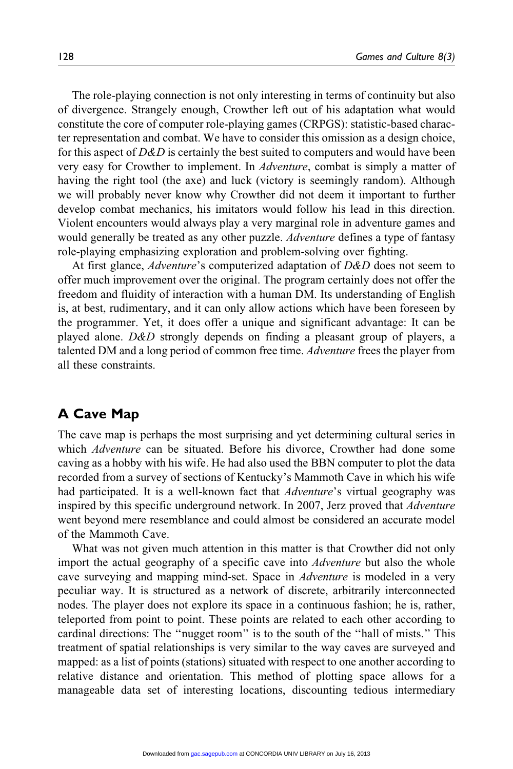The role-playing connection is not only interesting in terms of continuity but also of divergence. Strangely enough, Crowther left out of his adaptation what would constitute the core of computer role-playing games (CRPGS): statistic-based character representation and combat. We have to consider this omission as a design choice, for this aspect of *D&D* is certainly the best suited to computers and would have been very easy for Crowther to implement. In *Adventure*, combat is simply a matter of having the right tool (the axe) and luck (victory is seemingly random). Although we will probably never know why Crowther did not deem it important to further develop combat mechanics, his imitators would follow his lead in this direction. Violent encounters would always play a very marginal role in adventure games and would generally be treated as any other puzzle. *Adventure* defines a type of fantasy role-playing emphasizing exploration and problem-solving over fighting.

At first glance, *Adventure*'s computerized adaptation of *D&D* does not seem to offer much improvement over the original. The program certainly does not offer the freedom and fluidity of interaction with a human DM. Its understanding of English is, at best, rudimentary, and it can only allow actions which have been foreseen by the programmer. Yet, it does offer a unique and significant advantage: It can be played alone. *D&D* strongly depends on finding a pleasant group of players, a talented DM and a long period of common free time. *Adventure* frees the player from all these constraints.

## A Cave Map

The cave map is perhaps the most surprising and yet determining cultural series in which *Adventure* can be situated. Before his divorce, Crowther had done some caving as a hobby with his wife. He had also used the BBN computer to plot the data recorded from a survey of sections of Kentucky's Mammoth Cave in which his wife had participated. It is a well-known fact that *Adventure*'s virtual geography was inspired by this specific underground network. In 2007, Jerz proved that *Adventure* went beyond mere resemblance and could almost be considered an accurate model of the Mammoth Cave.

What was not given much attention in this matter is that Crowther did not only import the actual geography of a specific cave into *Adventure* but also the whole cave surveying and mapping mind-set. Space in *Adventure* is modeled in a very peculiar way. It is structured as a network of discrete, arbitrarily interconnected nodes. The player does not explore its space in a continuous fashion; he is, rather, teleported from point to point. These points are related to each other according to cardinal directions: The "nugget room" is to the south of the "hall of mists." This treatment of spatial relationships is very similar to the way caves are surveyed and mapped: as a list of points (stations) situated with respect to one another according to relative distance and orientation. This method of plotting space allows for a manageable data set of interesting locations, discounting tedious intermediary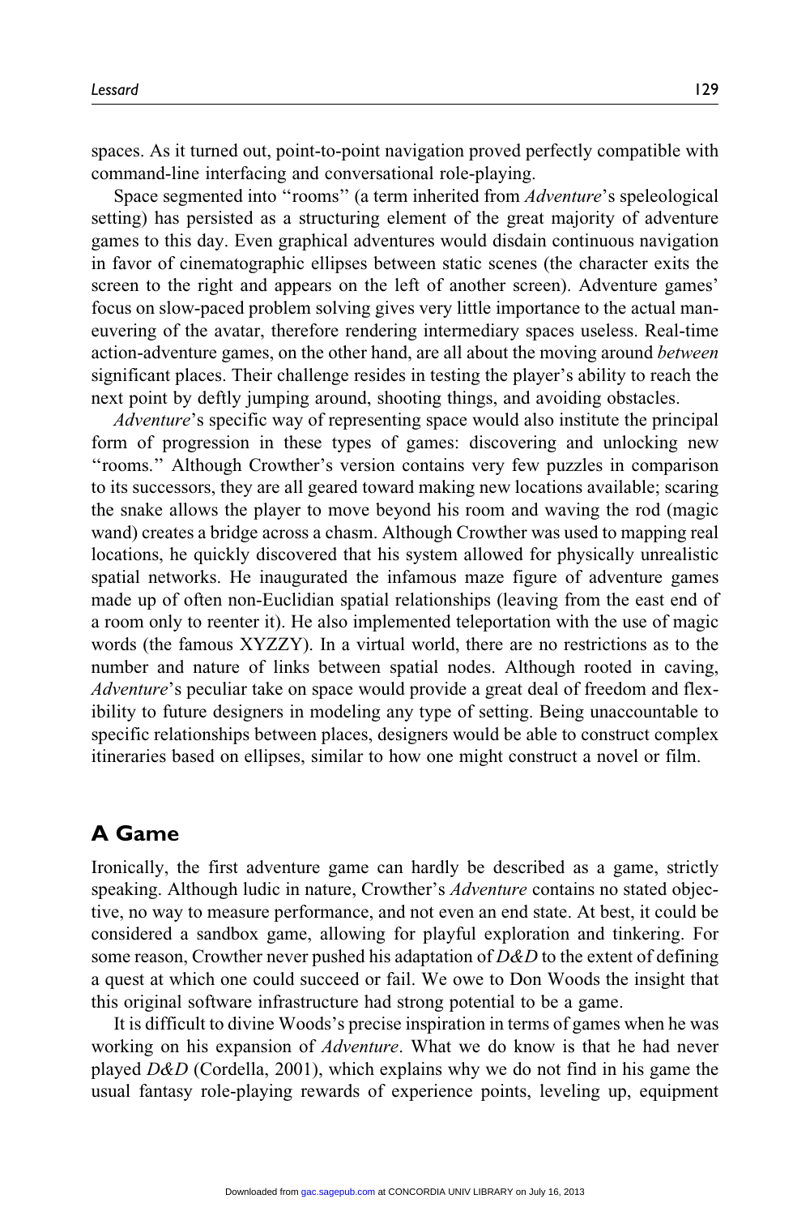spaces. As it turned out, point-to-point navigation proved perfectly compatible with command-line interfacing and conversational role-playing.

Space segmented into "rooms" (a term inherited from *Adventure*'s speleological setting) has persisted as a structuring element of the great majority of adventure games to this day. Even graphical adventures would disdain continuous navigation in favor of cinematographic ellipses between static scenes (the character exits the screen to the right and appears on the left of another screen). Adventure games' focus on slow-paced problem solving gives very little importance to the actual maneuvering of the avatar, therefore rendering intermediary spaces useless. Real-time action-adventure games, on the other hand, are all about the moving around *between* significant places. Their challenge resides in testing the player's ability to reach the next point by deftly jumping around, shooting things, and avoiding obstacles.

*Adventure*'s specific way of representing space would also institute the principal form of progression in these types of games: discovering and unlocking new "rooms." Although Crowther's version contains very few puzzles in comparison to its successors, they are all geared toward making new locations available; scaring the snake allows the player to move beyond his room and waving the rod (magic wand) creates a bridge across a chasm. Although Crowther was used to mapping real locations, he quickly discovered that his system allowed for physically unrealistic spatial networks. He inaugurated the infamous maze figure of adventure games made up of often non-Euclidian spatial relationships (leaving from the east end of a room only to reenter it). He also implemented teleportation with the use of magic words (the famous XYZZY). In a virtual world, there are no restrictions as to the number and nature of links between spatial nodes. Although rooted in caving, *Adventure*'s peculiar take on space would provide a great deal of freedom and flexibility to future designers in modeling any type of setting. Being unaccountable to specific relationships between places, designers would be able to construct complex itineraries based on ellipses, similar to how one might construct a novel or film.

## A Game

Ironically, the first adventure game can hardly be described as a game, strictly speaking. Although ludic in nature, Crowther's *Adventure* contains no stated objective, no way to measure performance, and not even an end state. At best, it could be considered a sandbox game, allowing for playful exploration and tinkering. For some reason, Crowther never pushed his adaptation of *D&D* to the extent of defining a quest at which one could succeed or fail. We owe to Don Woods the insight that this original software infrastructure had strong potential to be a game.

It is difficult to divine Woods's precise inspiration in terms of games when he was working on his expansion of *Adventure*. What we do know is that he had never played *D&D* (Cordella, 2001), which explains why we do not find in his game the usual fantasy role-playing rewards of experience points, leveling up, equipment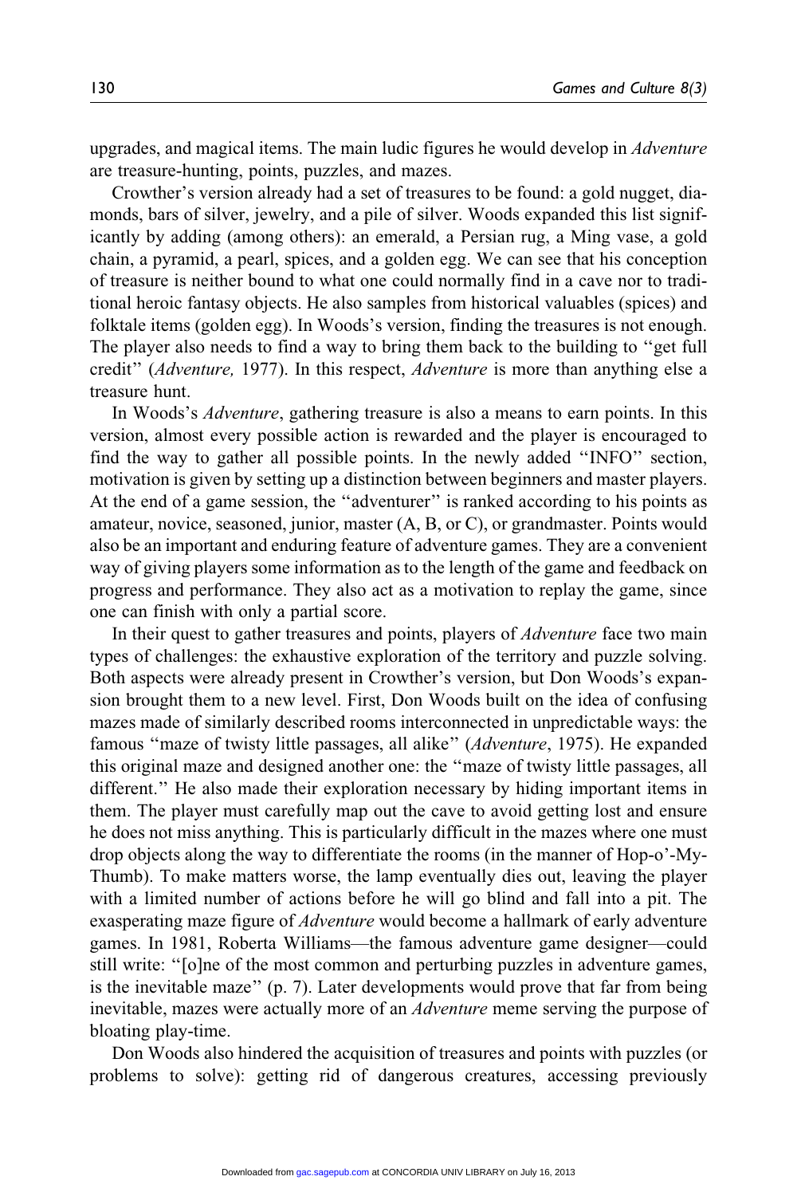upgrades, and magical items. The main ludic figures he would develop in *Adventure* are treasure-hunting, points, puzzles, and mazes.

Crowther's version already had a set of treasures to be found: a gold nugget, diamonds, bars of silver, jewelry, and a pile of silver. Woods expanded this list significantly by adding (among others): an emerald, a Persian rug, a Ming vase, a gold chain, a pyramid, a pearl, spices, and a golden egg. We can see that his conception of treasure is neither bound to what one could normally find in a cave nor to traditional heroic fantasy objects. He also samples from historical valuables (spices) and folktale items (golden egg). In Woods's version, finding the treasures is not enough. The player also needs to find a way to bring them back to the building to ''get full credit'' (*Adventure,* 1977). In this respect, *Adventure* is more than anything else a treasure hunt.

In Woods's *Adventure*, gathering treasure is also a means to earn points. In this version, almost every possible action is rewarded and the player is encouraged to find the way to gather all possible points. In the newly added ''INFO'' section, motivation is given by setting up a distinction between beginners and master players. At the end of a game session, the ''adventurer'' is ranked according to his points as amateur, novice, seasoned, junior, master (A, B, or C), or grandmaster. Points would also be an important and enduring feature of adventure games. They are a convenient way of giving players some information as to the length of the game and feedback on progress and performance. They also act as a motivation to replay the game, since one can finish with only a partial score.

In their quest to gather treasures and points, players of *Adventure* face two main types of challenges: the exhaustive exploration of the territory and puzzle solving. Both aspects were already present in Crowther's version, but Don Woods's expansion brought them to a new level. First, Don Woods built on the idea of confusing mazes made of similarly described rooms interconnected in unpredictable ways: the famous ''maze of twisty little passages, all alike'' (*Adventure*, 1975). He expanded this original maze and designed another one: the ''maze of twisty little passages, all different.'' He also made their exploration necessary by hiding important items in them. The player must carefully map out the cave to avoid getting lost and ensure he does not miss anything. This is particularly difficult in the mazes where one must drop objects along the way to differentiate the rooms (in the manner of Hop-o'-My-Thumb). To make matters worse, the lamp eventually dies out, leaving the player with a limited number of actions before he will go blind and fall into a pit. The exasperating maze figure of *Adventure* would become a hallmark of early adventure games. In 1981, Roberta Williams—the famous adventure game designer—could still write: ''[o]ne of the most common and perturbing puzzles in adventure games, is the inevitable maze'' (p. 7). Later developments would prove that far from being inevitable, mazes were actually more of an *Adventure* meme serving the purpose of bloating play-time.

Don Woods also hindered the acquisition of treasures and points with puzzles (or problems to solve): getting rid of dangerous creatures, accessing previously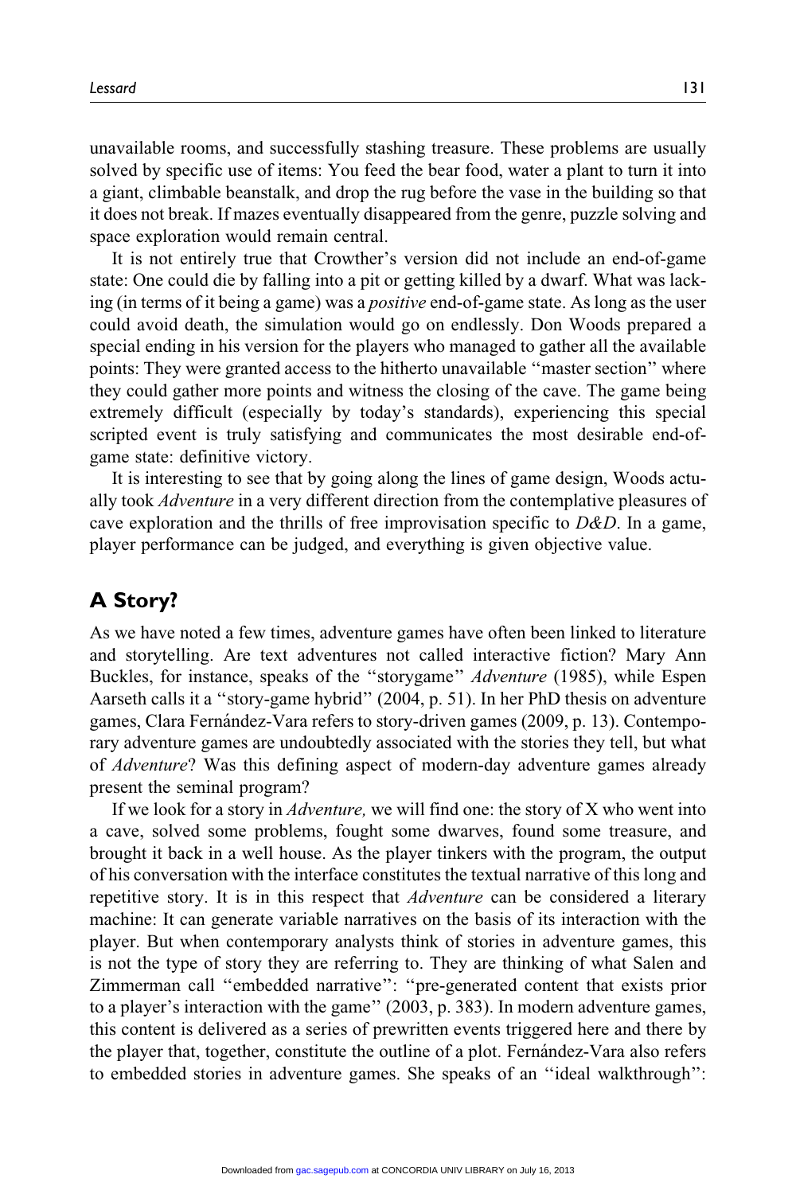unavailable rooms, and successfully stashing treasure. These problems are usually solved by specific use of items: You feed the bear food, water a plant to turn it into a giant, climbable beanstalk, and drop the rug before the vase in the building so that it does not break. If mazes eventually disappeared from the genre, puzzle solving and space exploration would remain central.

It is not entirely true that Crowther's version did not include an end-of-game state: One could die by falling into a pit or getting killed by a dwarf. What was lacking (in terms of it being a game) was a *positive* end-of-game state. As long as the user could avoid death, the simulation would go on endlessly. Don Woods prepared a special ending in his version for the players who managed to gather all the available points: They were granted access to the hitherto unavailable "master section" where they could gather more points and witness the closing of the cave. The game being extremely difficult (especially by today's standards), experiencing this special scripted event is truly satisfying and communicates the most desirable end-of-game state: definitive victory.

It is interesting to see that by going along the lines of game design, Woods actually took *Adventure* in a very different direction from the contemplative pleasures of cave exploration and the thrills of free improvisation specific to *D&D*. In a game, player performance can be judged, and everything is given objective value.

## A Story?

As we have noted a few times, adventure games have often been linked to literature and storytelling. Are text adventures not called interactive fiction? Mary Ann Buckles, for instance, speaks of the "storygame" *Adventure* (1985), while Espen Aarseth calls it a "story-game hybrid" (2004, p. 51). In her PhD thesis on adventure games, Clara Fernández-Vara refers to story-driven games (2009, p. 13). Contemporary adventure games are undoubtedly associated with the stories they tell, but what of *Adventure*? Was this defining aspect of modern-day adventure games already present the seminal program?

If we look for a story in *Adventure,* we will find one: the story of X who went into a cave, solved some problems, fought some dwarves, found some treasure, and brought it back in a well house. As the player tinkers with the program, the output of his conversation with the interface constitutes the textual narrative of this long and repetitive story. It is in this respect that *Adventure* can be considered a literary machine: It can generate variable narratives on the basis of its interaction with the player. But when contemporary analysts think of stories in adventure games, this is not the type of story they are referring to. They are thinking of what Salen and Zimmerman call "embedded narrative": "pre-generated content that exists prior to a player's interaction with the game" (2003, p. 383). In modern adventure games, this content is delivered as a series of prewritten events triggered here and there by the player that, together, constitute the outline of a plot. Fernández-Vara also refers to embedded stories in adventure games. She speaks of an "ideal walkthrough":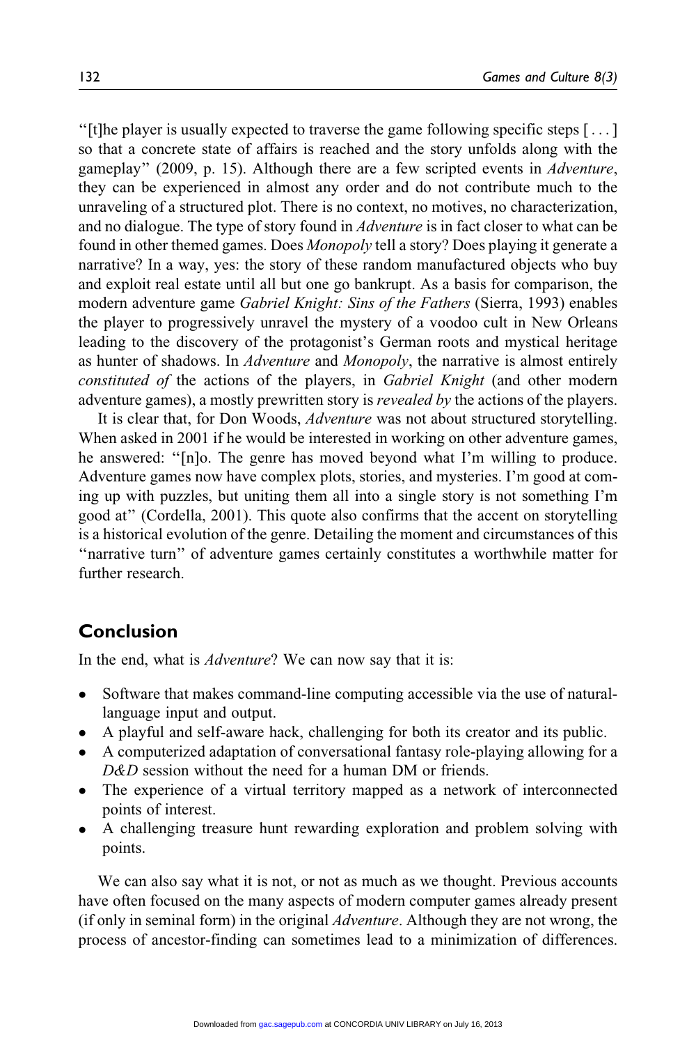"[t]he player is usually expected to traverse the game following specific steps [ . . . ] so that a concrete state of affairs is reached and the story unfolds along with the gameplay" (2009, p. 15). Although there are a few scripted events in *Adventure*, they can be experienced in almost any order and do not contribute much to the unraveling of a structured plot. There is no context, no motives, no characterization, and no dialogue. The type of story found in *Adventure* is in fact closer to what can be found in other themed games. Does *Monopoly* tell a story? Does playing it generate a narrative? In a way, yes: the story of these random manufactured objects who buy and exploit real estate until all but one go bankrupt. As a basis for comparison, the modern adventure game *Gabriel Knight: Sins of the Fathers* (Sierra, 1993) enables the player to progressively unravel the mystery of a voodoo cult in New Orleans leading to the discovery of the protagonist's German roots and mystical heritage as hunter of shadows. In *Adventure* and *Monopoly*, the narrative is almost entirely *constituted of* the actions of the players, in *Gabriel Knight* (and other modern adventure games), a mostly prewritten story is *revealed by* the actions of the players.

It is clear that, for Don Woods, *Adventure* was not about structured storytelling. When asked in 2001 if he would be interested in working on other adventure games, he answered: "[n]o. The genre has moved beyond what I'm willing to produce. Adventure games now have complex plots, stories, and mysteries. I'm good at coming up with puzzles, but uniting them all into a single story is not something I'm good at" (Cordella, 2001). This quote also confirms that the accent on storytelling is a historical evolution of the genre. Detailing the moment and circumstances of this "narrative turn" of adventure games certainly constitutes a worthwhile matter for further research.

## Conclusion

In the end, what is *Adventure*? We can now say that it is:

- Software that makes command-line computing accessible via the use of natural-language input and output.
- A playful and self-aware hack, challenging for both its creator and its public.
- A computerized adaptation of conversational fantasy role-playing allowing for a *D&D* session without the need for a human DM or friends.
- The experience of a virtual territory mapped as a network of interconnected points of interest.
- A challenging treasure hunt rewarding exploration and problem solving with points.

We can also say what it is not, or not as much as we thought. Previous accounts have often focused on the many aspects of modern computer games already present (if only in seminal form) in the original *Adventure*. Although they are not wrong, the process of ancestor-finding can sometimes lead to a minimization of differences.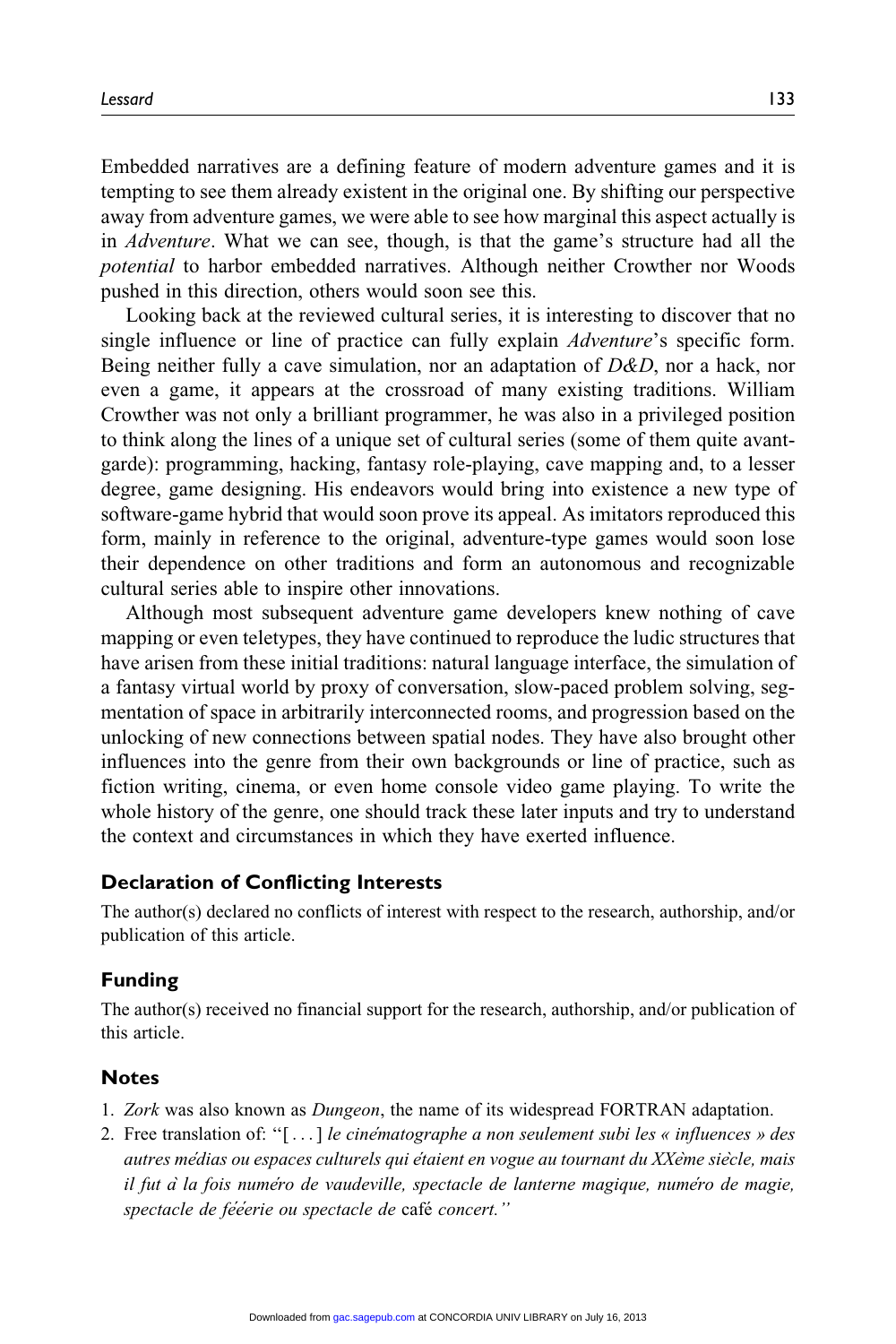Embedded narratives are a defining feature of modern adventure games and it is tempting to see them already existent in the original one. By shifting our perspective away from adventure games, we were able to see how marginal this aspect actually is in *Adventure*. What we can see, though, is that the game's structure had all the *potential* to harbor embedded narratives. Although neither Crowther nor Woods pushed in this direction, others would soon see this.

Looking back at the reviewed cultural series, it is interesting to discover that no single influence or line of practice can fully explain *Adventure*'s specific form. Being neither fully a cave simulation, nor an adaptation of *D&D*, nor a hack, nor even a game, it appears at the crossroad of many existing traditions. William Crowther was not only a brilliant programmer, he was also in a privileged position to think along the lines of a unique set of cultural series (some of them quite avant-garde): programming, hacking, fantasy role-playing, cave mapping and, to a lesser degree, game designing. His endeavors would bring into existence a new type of software-game hybrid that would soon prove its appeal. As imitators reproduced this form, mainly in reference to the original, adventure-type games would soon lose their dependence on other traditions and form an autonomous and recognizable cultural series able to inspire other innovations.

Although most subsequent adventure game developers knew nothing of cave mapping or even teletypes, they have continued to reproduce the ludic structures that have arisen from these initial traditions: natural language interface, the simulation of a fantasy virtual world by proxy of conversation, slow-paced problem solving, segmentation of space in arbitrarily interconnected rooms, and progression based on the unlocking of new connections between spatial nodes. They have also brought other influences into the genre from their own backgrounds or line of practice, such as fiction writing, cinema, or even home console video game playing. To write the whole history of the genre, one should track these later inputs and try to understand the context and circumstances in which they have exerted influence.

## Declaration of Conflicting Interests

The author(s) declared no conflicts of interest with respect to the research, authorship, and/or publication of this article.

## Funding

The author(s) received no financial support for the research, authorship, and/or publication of this article.

## Notes

1. *Zork* was also known as *Dungeon*, the name of its widespread FORTRAN adaptation.
2. Free translation of: "[. . .] *le cinématographe a non seulement subi les « influences » des autres médias ou espaces culturels qui étaient en vogue au tournant du XXème siècle, mais il fut à la fois numéro de vaudeville, spectacle de lanterne magique, numéro de magie, spectacle de féérie ou spectacle de* café *concert.*"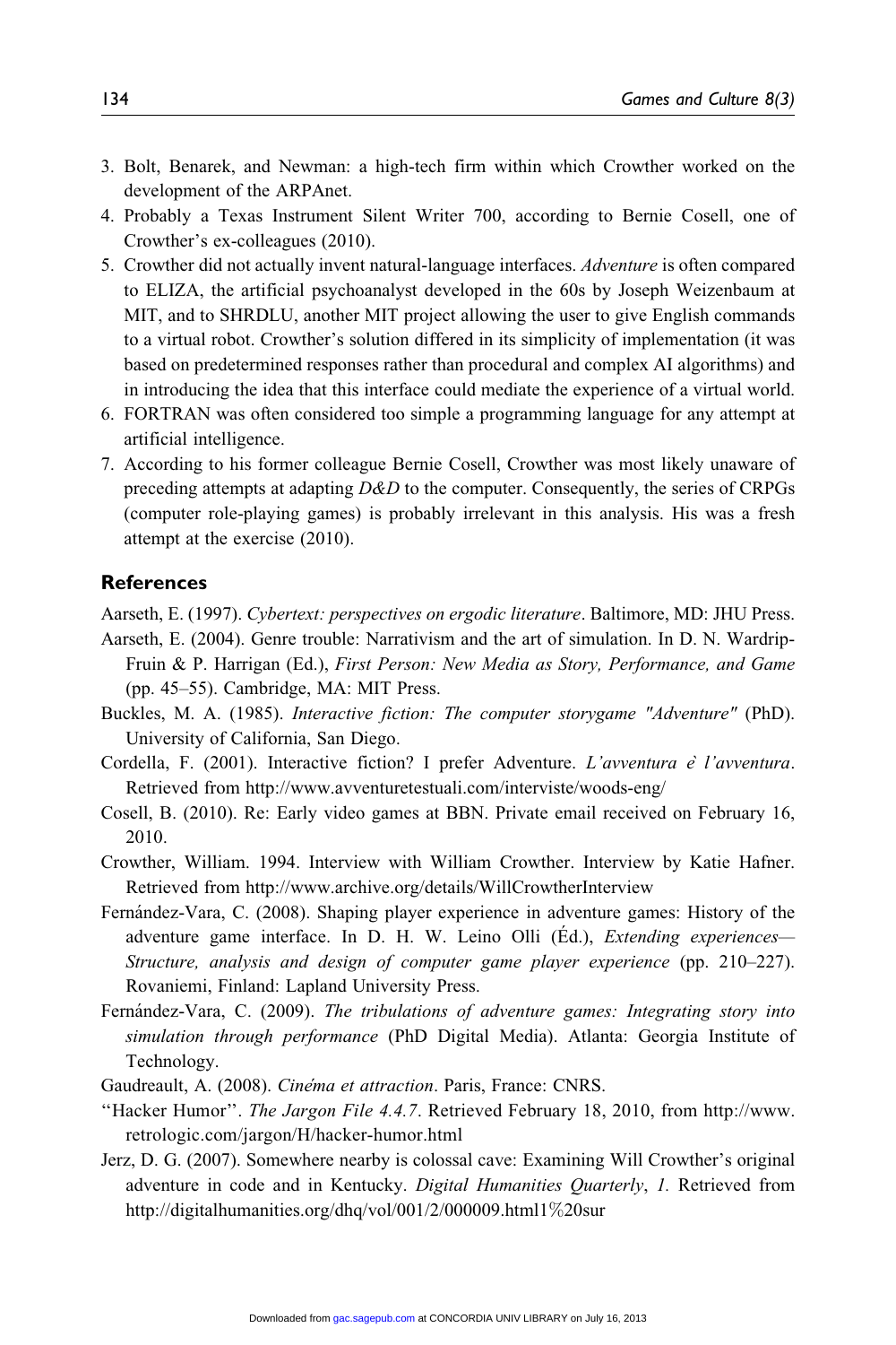3. Bolt, Benarek, and Newman: a high-tech firm within which Crowther worked on the development of the ARPAnet.
4. Probably a Texas Instrument Silent Writer 700, according to Bernie Cosell, one of Crowther's ex-colleagues (2010).
5. Crowther did not actually invent natural-language interfaces. *Adventure* is often compared to ELIZA, the artificial psychoanalyst developed in the 60s by Joseph Weizenbaum at MIT, and to SHRDLU, another MIT project allowing the user to give English commands to a virtual robot. Crowther's solution differed in its simplicity of implementation (it was based on predetermined responses rather than procedural and complex AI algorithms) and in introducing the idea that this interface could mediate the experience of a virtual world.
6. FORTRAN was often considered too simple a programming language for any attempt at artificial intelligence.
7. According to his former colleague Bernie Cosell, Crowther was most likely unaware of preceding attempts at adapting *D&D* to the computer. Consequently, the series of CRPGs (computer role-playing games) is probably irrelevant in this analysis. His was a fresh attempt at the exercise (2010).

## References

Aarseth, E. (1997). *Cybertext: perspectives on ergodic literature*. Baltimore, MD: JHU Press.

Aarseth, E. (2004). Genre trouble: Narrativism and the art of simulation. In D. N. Wardrip-Fruin & P. Harrigan (Ed.), *First Person: New Media as Story, Performance, and Game* (pp. 45–55). Cambridge, MA: MIT Press.

Buckles, M. A. (1985). *Interactive fiction: The computer storygame "Adventure"* (PhD). University of California, San Diego.

Cordella, F. (2001). Interactive fiction? I prefer Adventure. *L'avventura è l'avventura*. Retrieved from http://www.avventuretestuali.com/interviste/woods-eng/

Cosell, B. (2010). Re: Early video games at BBN. Private email received on February 16, 2010.

Crowther, William. 1994. Interview with William Crowther. Interview by Katie Hafner. Retrieved from http://www.archive.org/details/WillCrowtherInterview

Fernández-Vara, C. (2008). Shaping player experience in adventure games: History of the adventure game interface. In D. H. W. Leino Olli (Éd.), *Extending experiences—Structure, analysis and design of computer game player experience* (pp. 210–227). Rovaniemi, Finland: Lapland University Press.

Fernández-Vara, C. (2009). *The tribulations of adventure games: Integrating story into simulation through performance* (PhD Digital Media). Atlanta: Georgia Institute of Technology.

Gaudreault, A. (2008). *Cinéma et attraction*. Paris, France: CNRS.

"Hacker Humor". *The Jargon File 4.4.7*. Retrieved February 18, 2010, from http://www.retrologic.com/jargon/H/hacker-humor.html

Jerz, D. G. (2007). Somewhere nearby is colossal cave: Examining Will Crowther's original adventure in code and in Kentucky. *Digital Humanities Quarterly*, *1*. Retrieved from http://digitalhumanities.org/dhq/vol/001/2/000009.html1%20sur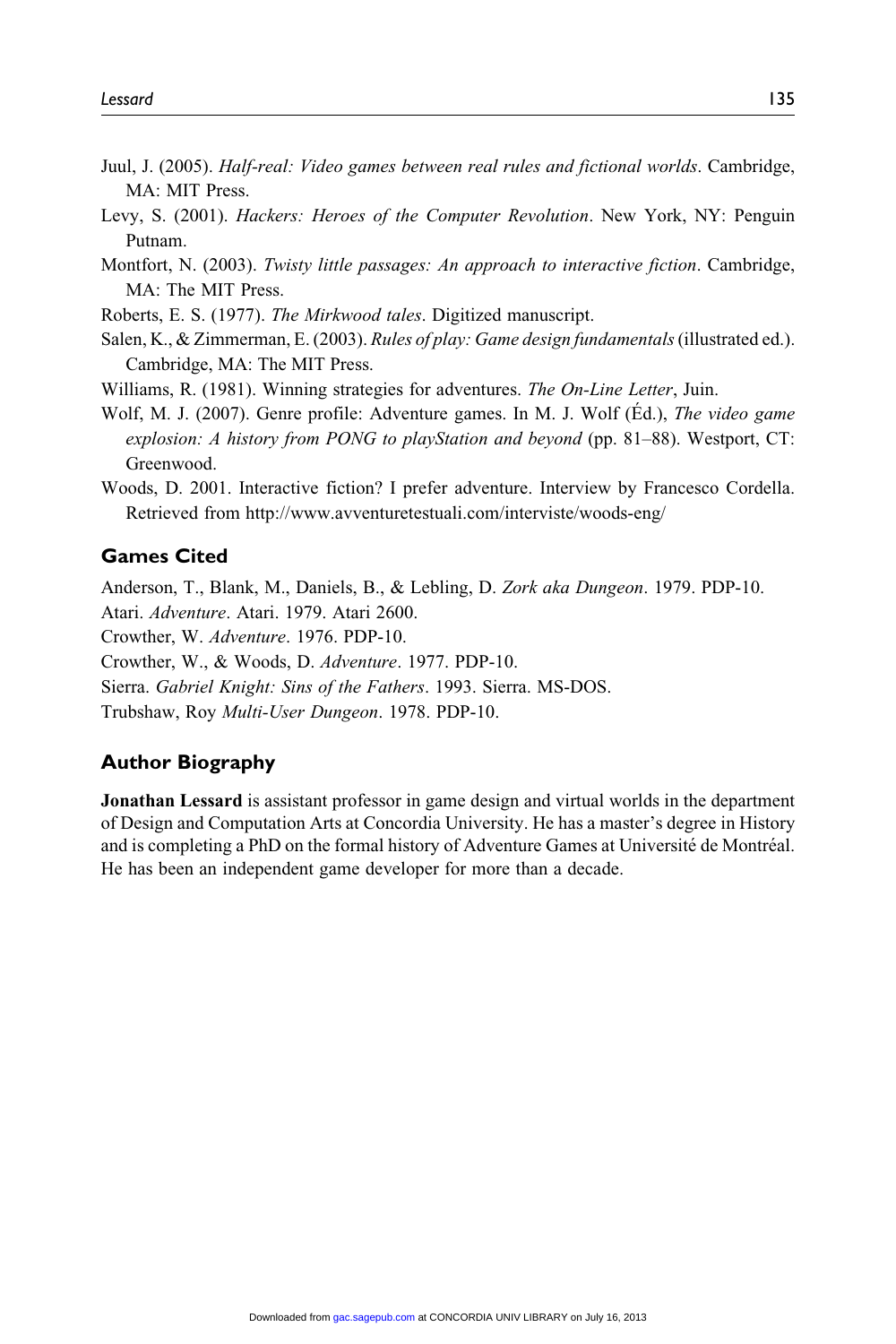Juul, J. (2005). *Half-real: Video games between real rules and fictional worlds*. Cambridge, MA: MIT Press.

Levy, S. (2001). *Hackers: Heroes of the Computer Revolution*. New York, NY: Penguin Putnam.

Montfort, N. (2003). *Twisty little passages: An approach to interactive fiction*. Cambridge, MA: The MIT Press.

Roberts, E. S. (1977). *The Mirkwood tales*. Digitized manuscript.

Salen, K., & Zimmerman, E. (2003). *Rules of play: Game design fundamentals* (illustrated ed.). Cambridge, MA: The MIT Press.

Williams, R. (1981). Winning strategies for adventures. *The On-Line Letter*, Juin.

Wolf, M. J. (2007). Genre profile: Adventure games. In M. J. Wolf (Éd.), *The video game explosion: A history from PONG to playStation and beyond* (pp. 81–88). Westport, CT: Greenwood.

Woods, D. 2001. Interactive fiction? I prefer adventure. Interview by Francesco Cordella. Retrieved from http://www.avventuretestuali.com/interviste/woods-eng/

## Games Cited

Anderson, T., Blank, M., Daniels, B., & Lebling, D. *Zork aka Dungeon*. 1979. PDP-10.

Atari. *Adventure*. Atari. 1979. Atari 2600.

Crowther, W. *Adventure*. 1976. PDP-10.

Crowther, W., & Woods, D. *Adventure*. 1977. PDP-10.

Sierra. *Gabriel Knight: Sins of the Fathers*. 1993. Sierra. MS-DOS.

Trubshaw, Roy *Multi-User Dungeon*. 1978. PDP-10.

## Author Biography

**Jonathan Lessard** is assistant professor in game design and virtual worlds in the department of Design and Computation Arts at Concordia University. He has a master's degree in History and is completing a PhD on the formal history of Adventure Games at Université de Montréal. He has been an independent game developer for more than a decade.